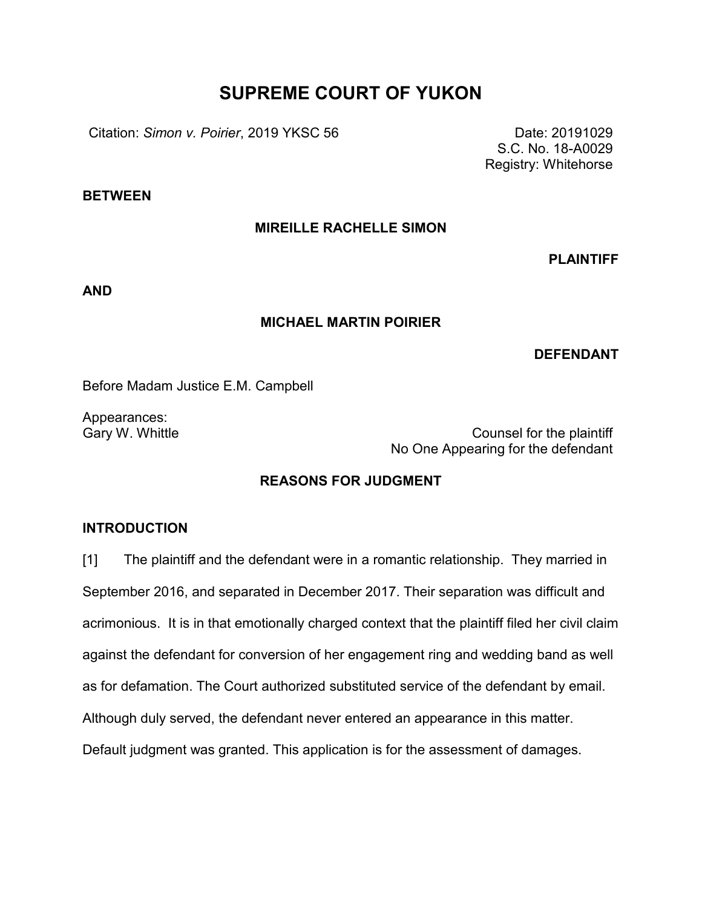# SUPREME COURT OF YUKON

Citation: *Simon v. Poirier*, 2019 YKSC 56

Date: 20191029
S.C. No. 18-A0029
Registry: Whitehorse

**BETWEEN**

**MIREILLE RACHELLE SIMON**

**PLAINTIFF**

**AND**

**MICHAEL MARTIN POIRIER**

**DEFENDANT**

Before Madam Justice E.M. Campbell

Appearances:
Gary W. Whittle — Counsel for the plaintiff
No One Appearing for the defendant

## REASONS FOR JUDGMENT

### INTRODUCTION

[1] The plaintiff and the defendant were in a romantic relationship. They married in September 2016, and separated in December 2017. Their separation was difficult and acrimonious. It is in that emotionally charged context that the plaintiff filed her civil claim against the defendant for conversion of her engagement ring and wedding band as well as for defamation. The Court authorized substituted service of the defendant by email. Although duly served, the defendant never entered an appearance in this matter. Default judgment was granted. This application is for the assessment of damages.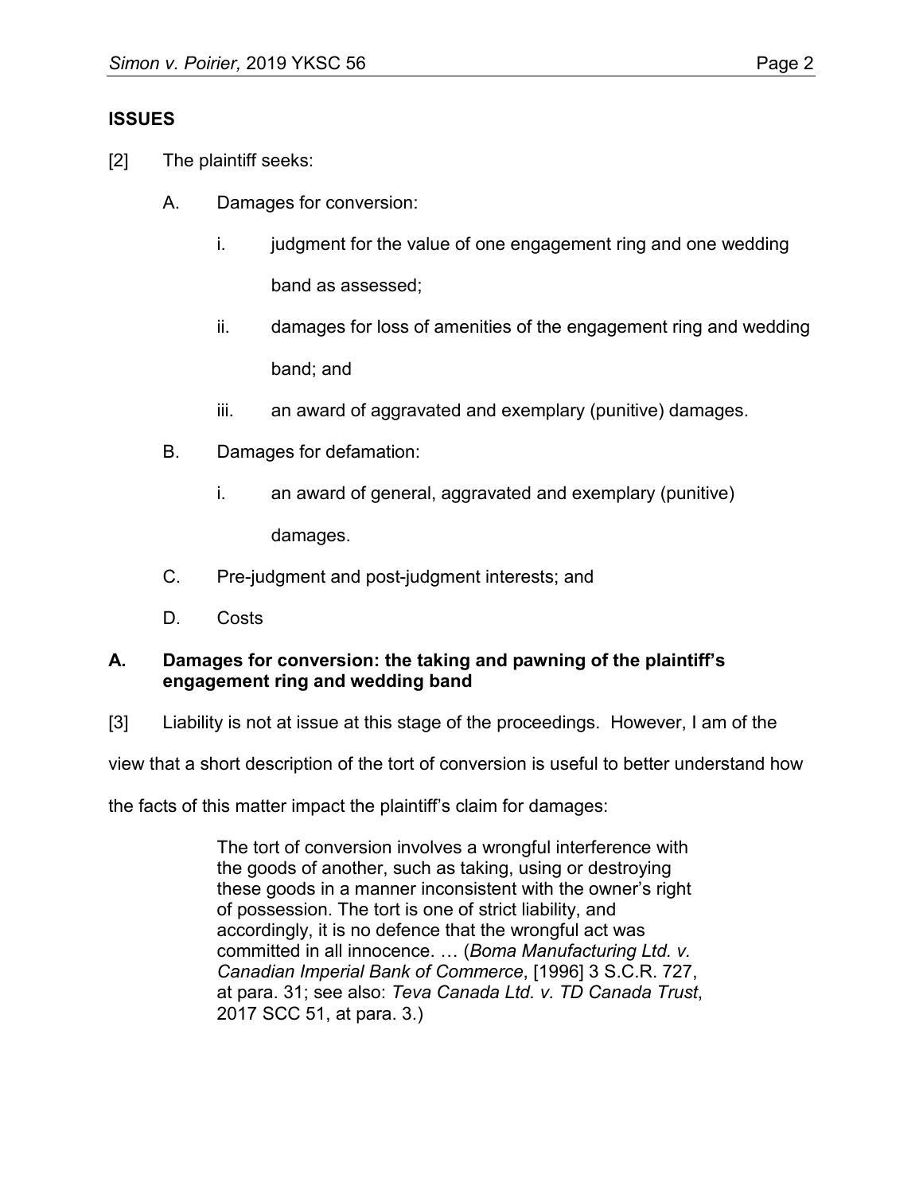## ISSUES

[2] The plaintiff seeks:

A. Damages for conversion:

i. judgment for the value of one engagement ring and one wedding band as assessed;

ii. damages for loss of amenities of the engagement ring and wedding band; and

iii. an award of aggravated and exemplary (punitive) damages.

B. Damages for defamation:

i. an award of general, aggravated and exemplary (punitive) damages.

C. Pre-judgment and post-judgment interests; and

D. Costs

### A. Damages for conversion: the taking and pawning of the plaintiff's engagement ring and wedding band

[3] Liability is not at issue at this stage of the proceedings. However, I am of the view that a short description of the tort of conversion is useful to better understand how the facts of this matter impact the plaintiff's claim for damages:

> The tort of conversion involves a wrongful interference with the goods of another, such as taking, using or destroying these goods in a manner inconsistent with the owner's right of possession. The tort is one of strict liability, and accordingly, it is no defence that the wrongful act was committed in all innocence. … (*Boma Manufacturing Ltd. v. Canadian Imperial Bank of Commerce*, [1996] 3 S.C.R. 727, at para. 31; see also: *Teva Canada Ltd. v. TD Canada Trust*, 2017 SCC 51, at para. 3.)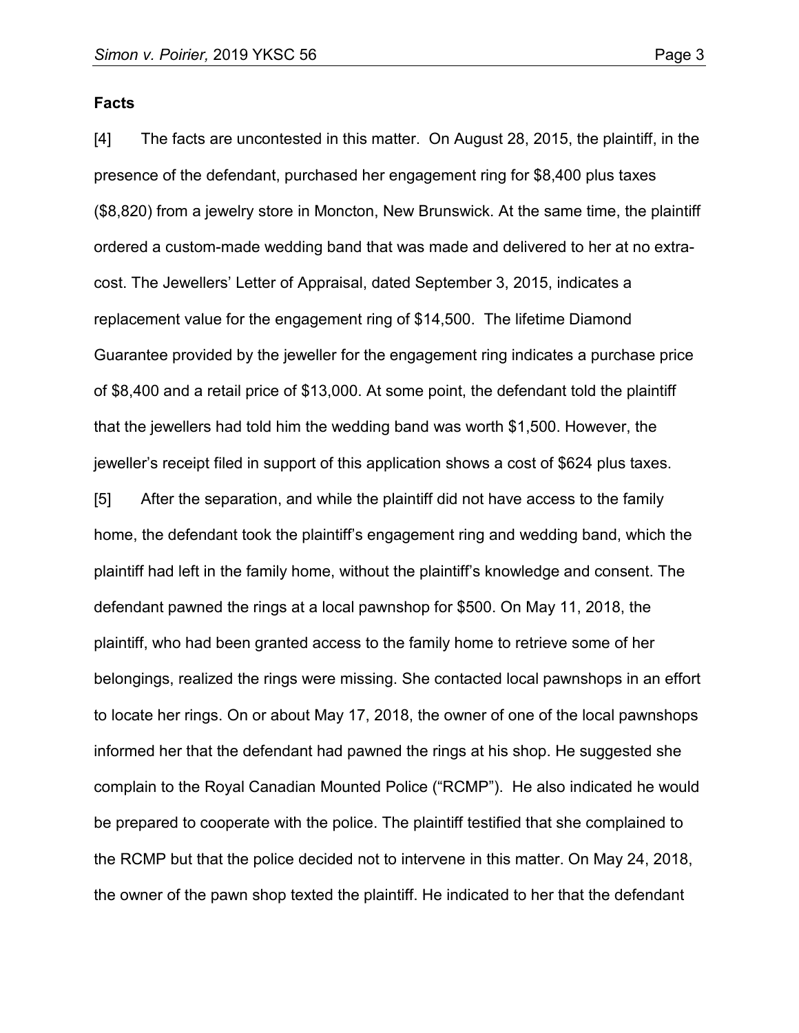**Facts**

[4] The facts are uncontested in this matter. On August 28, 2015, the plaintiff, in the presence of the defendant, purchased her engagement ring for $8,400 plus taxes ($8,820) from a jewelry store in Moncton, New Brunswick. At the same time, the plaintiff ordered a custom-made wedding band that was made and delivered to her at no extra-cost. The Jewellers' Letter of Appraisal, dated September 3, 2015, indicates a replacement value for the engagement ring of $14,500. The lifetime Diamond Guarantee provided by the jeweller for the engagement ring indicates a purchase price of $8,400 and a retail price of $13,000. At some point, the defendant told the plaintiff that the jewellers had told him the wedding band was worth $1,500. However, the jeweller's receipt filed in support of this application shows a cost of $624 plus taxes.

[5] After the separation, and while the plaintiff did not have access to the family home, the defendant took the plaintiff's engagement ring and wedding band, which the plaintiff had left in the family home, without the plaintiff's knowledge and consent. The defendant pawned the rings at a local pawnshop for $500. On May 11, 2018, the plaintiff, who had been granted access to the family home to retrieve some of her belongings, realized the rings were missing. She contacted local pawnshops in an effort to locate her rings. On or about May 17, 2018, the owner of one of the local pawnshops informed her that the defendant had pawned the rings at his shop. He suggested she complain to the Royal Canadian Mounted Police ("RCMP"). He also indicated he would be prepared to cooperate with the police. The plaintiff testified that she complained to the RCMP but that the police decided not to intervene in this matter. On May 24, 2018, the owner of the pawn shop texted the plaintiff. He indicated to her that the defendant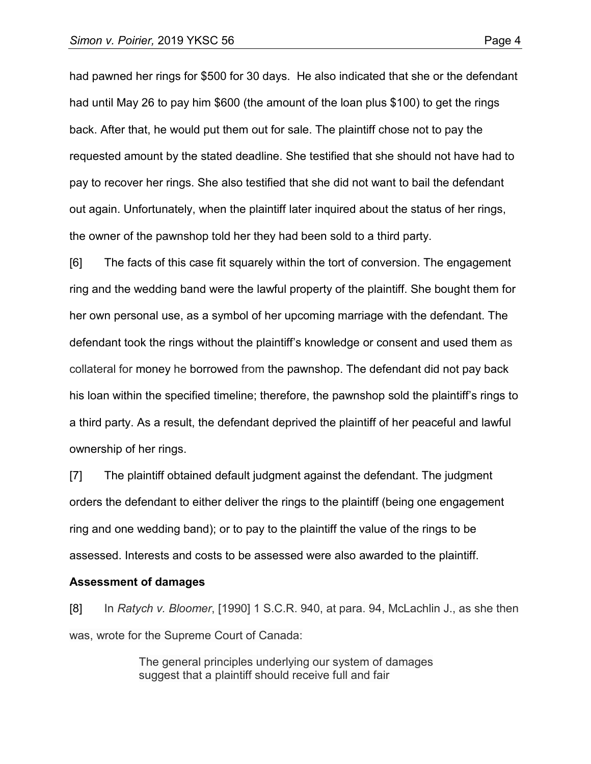had pawned her rings for $500 for 30 days. He also indicated that she or the defendant had until May 26 to pay him $600 (the amount of the loan plus $100) to get the rings back. After that, he would put them out for sale. The plaintiff chose not to pay the requested amount by the stated deadline. She testified that she should not have had to pay to recover her rings. She also testified that she did not want to bail the defendant out again. Unfortunately, when the plaintiff later inquired about the status of her rings, the owner of the pawnshop told her they had been sold to a third party.

[6] The facts of this case fit squarely within the tort of conversion. The engagement ring and the wedding band were the lawful property of the plaintiff. She bought them for her own personal use, as a symbol of her upcoming marriage with the defendant. The defendant took the rings without the plaintiff's knowledge or consent and used them as collateral for money he borrowed from the pawnshop. The defendant did not pay back his loan within the specified timeline; therefore, the pawnshop sold the plaintiff's rings to a third party. As a result, the defendant deprived the plaintiff of her peaceful and lawful ownership of her rings.

[7] The plaintiff obtained default judgment against the defendant. The judgment orders the defendant to either deliver the rings to the plaintiff (being one engagement ring and one wedding band); or to pay to the plaintiff the value of the rings to be assessed. Interests and costs to be assessed were also awarded to the plaintiff.

**Assessment of damages**

[8] In *Ratych v. Bloomer*, [1990] 1 S.C.R. 940, at para. 94, McLachlin J., as she then was, wrote for the Supreme Court of Canada:

> The general principles underlying our system of damages suggest that a plaintiff should receive full and fair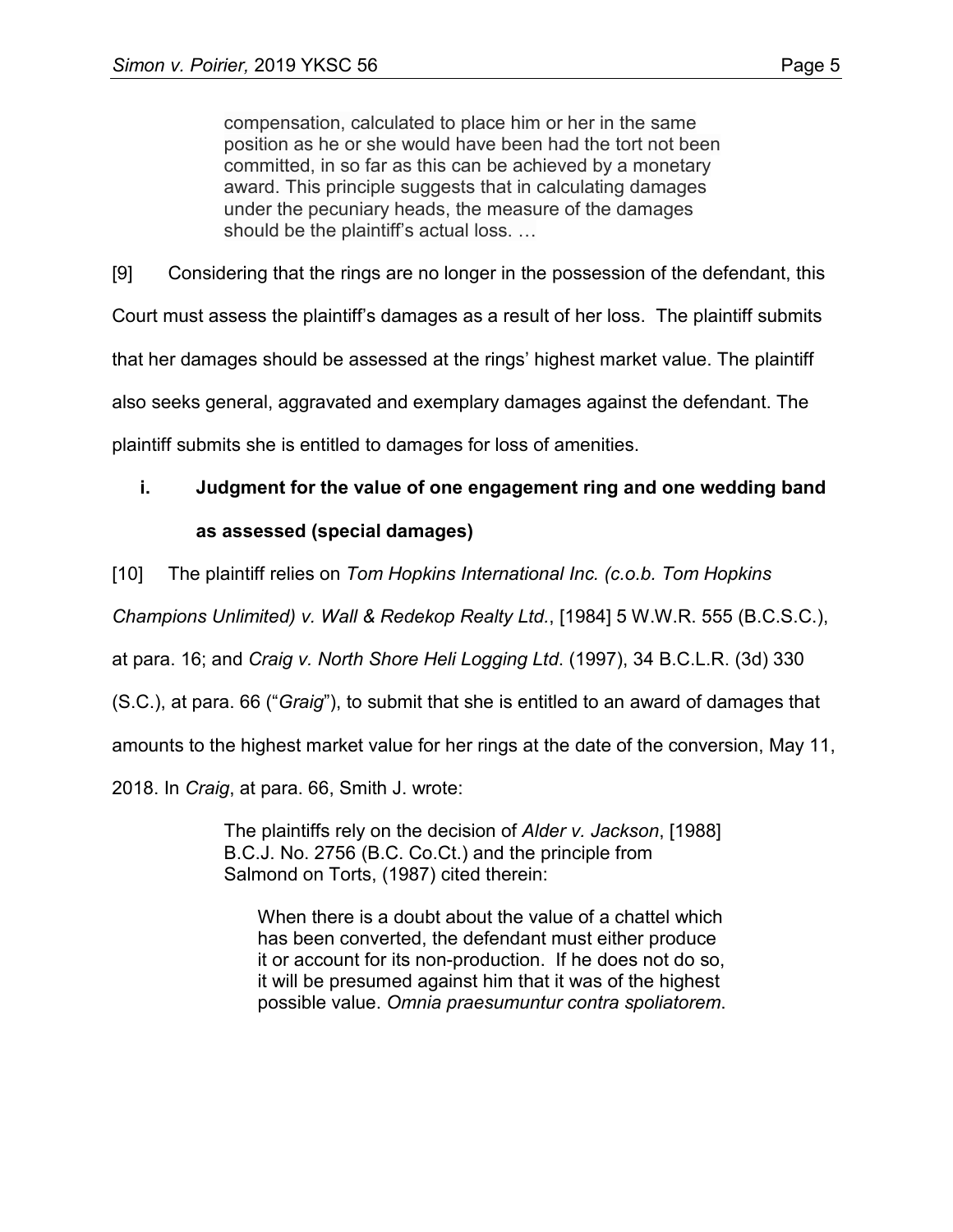> compensation, calculated to place him or her in the same position as he or she would have been had the tort not been committed, in so far as this can be achieved by a monetary award. This principle suggests that in calculating damages under the pecuniary heads, the measure of the damages should be the plaintiff's actual loss. …

[9] Considering that the rings are no longer in the possession of the defendant, this Court must assess the plaintiff's damages as a result of her loss. The plaintiff submits that her damages should be assessed at the rings' highest market value. The plaintiff also seeks general, aggravated and exemplary damages against the defendant. The plaintiff submits she is entitled to damages for loss of amenities.

### i. Judgment for the value of one engagement ring and one wedding band as assessed (special damages)

[10] The plaintiff relies on *Tom Hopkins International Inc. (c.o.b. Tom Hopkins Champions Unlimited) v. Wall & Redekop Realty Ltd.*, [1984] 5 W.W.R. 555 (B.C.S.C.), at para. 16; and *Craig v. North Shore Heli Logging Ltd*. (1997), 34 B.C.L.R. (3d) 330 (S.C.), at para. 66 ("*Graig*"), to submit that she is entitled to an award of damages that amounts to the highest market value for her rings at the date of the conversion, May 11, 2018. In *Craig*, at para. 66, Smith J. wrote:

> The plaintiffs rely on the decision of *Alder v. Jackson*, [1988] B.C.J. No. 2756 (B.C. Co.Ct.) and the principle from Salmond on Torts, (1987) cited therein:
>
> > When there is a doubt about the value of a chattel which has been converted, the defendant must either produce it or account for its non-production. If he does not do so, it will be presumed against him that it was of the highest possible value. *Omnia praesumuntur contra spoliatorem*.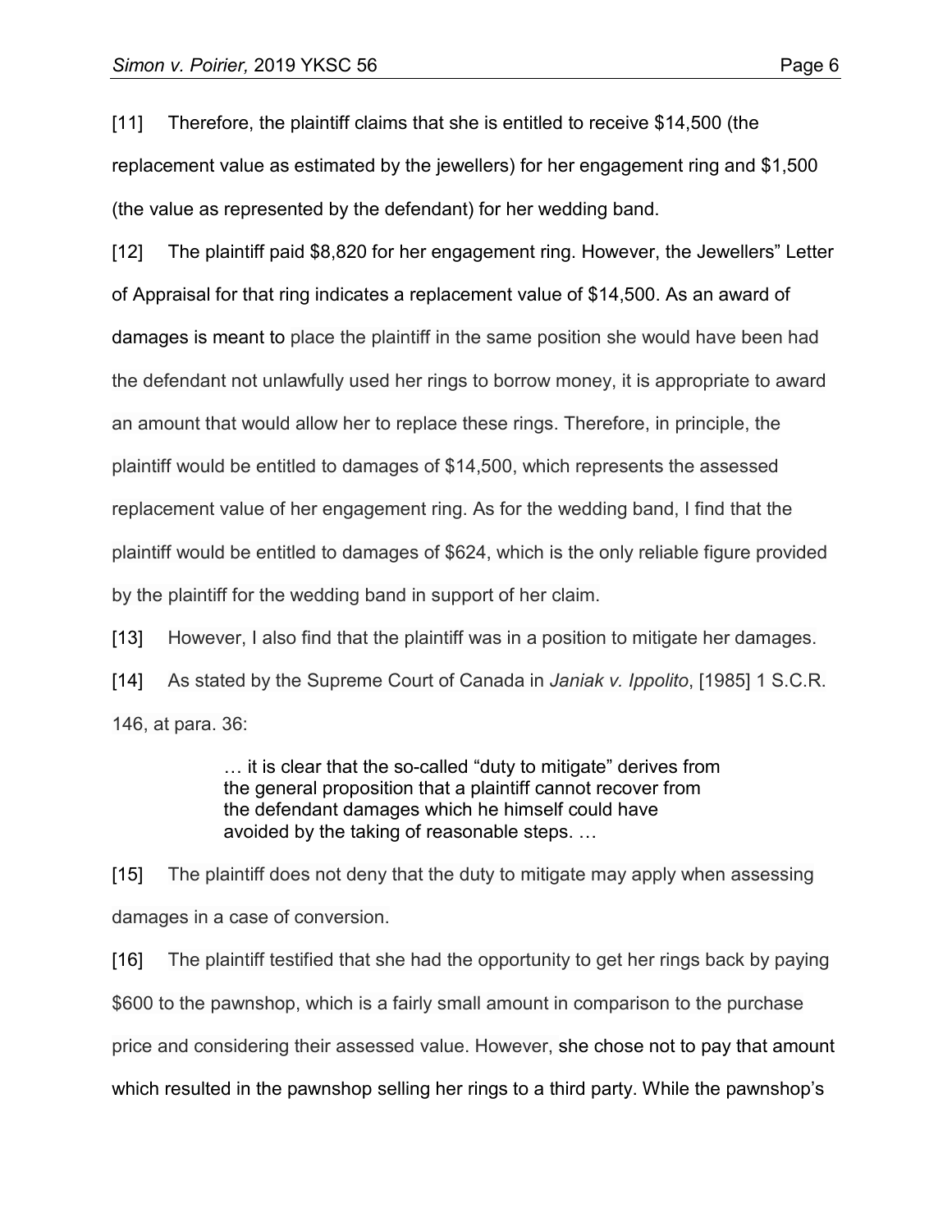[11] Therefore, the plaintiff claims that she is entitled to receive $14,500 (the replacement value as estimated by the jewellers) for her engagement ring and $1,500 (the value as represented by the defendant) for her wedding band.

[12] The plaintiff paid $8,820 for her engagement ring. However, the Jewellers" Letter of Appraisal for that ring indicates a replacement value of $14,500. As an award of damages is meant to place the plaintiff in the same position she would have been had the defendant not unlawfully used her rings to borrow money, it is appropriate to award an amount that would allow her to replace these rings. Therefore, in principle, the plaintiff would be entitled to damages of $14,500, which represents the assessed replacement value of her engagement ring. As for the wedding band, I find that the plaintiff would be entitled to damages of $624, which is the only reliable figure provided by the plaintiff for the wedding band in support of her claim.

[13] However, I also find that the plaintiff was in a position to mitigate her damages.

[14] As stated by the Supreme Court of Canada in *Janiak v. Ippolito*, [1985] 1 S.C.R. 146, at para. 36:

> … it is clear that the so-called "duty to mitigate" derives from the general proposition that a plaintiff cannot recover from the defendant damages which he himself could have avoided by the taking of reasonable steps. …

[15] The plaintiff does not deny that the duty to mitigate may apply when assessing damages in a case of conversion.

[16] The plaintiff testified that she had the opportunity to get her rings back by paying $600 to the pawnshop, which is a fairly small amount in comparison to the purchase price and considering their assessed value. However, she chose not to pay that amount which resulted in the pawnshop selling her rings to a third party. While the pawnshop's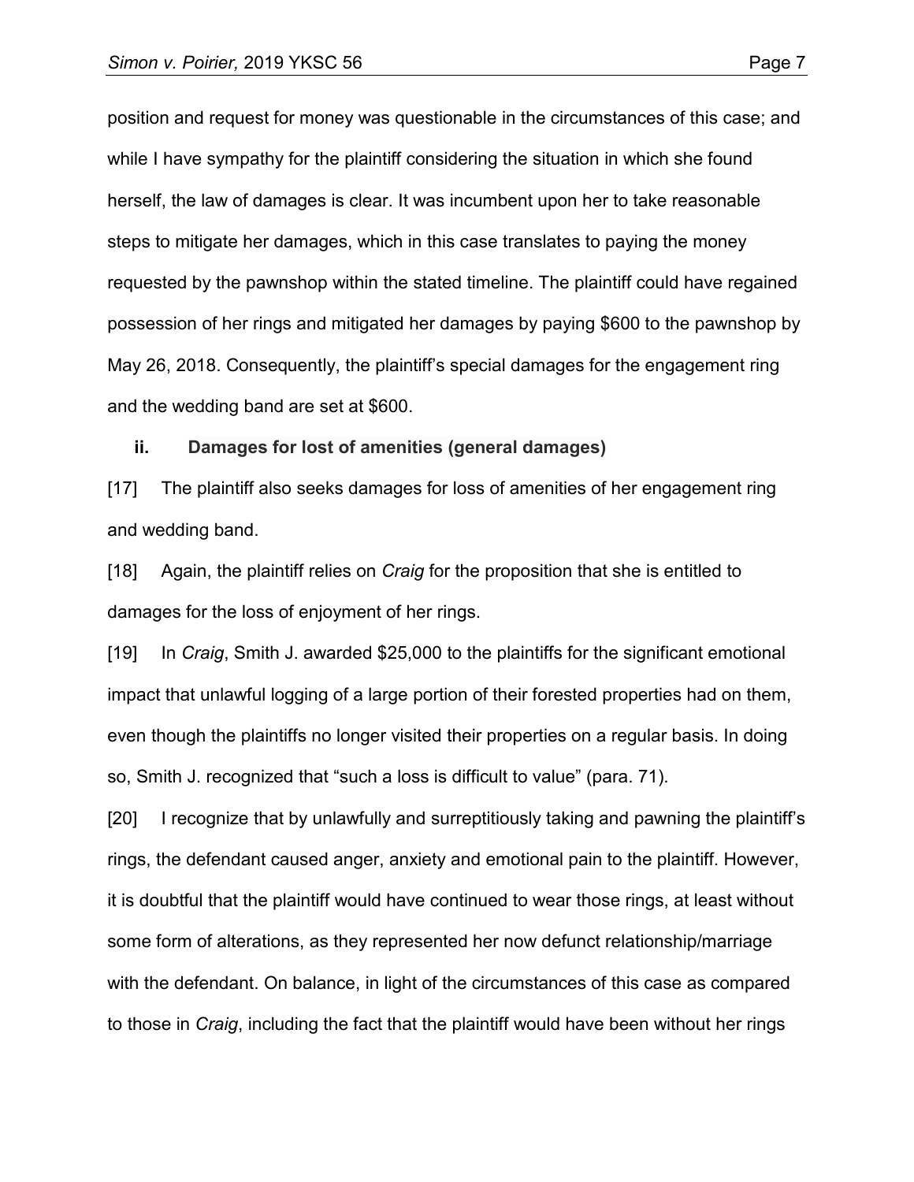position and request for money was questionable in the circumstances of this case; and while I have sympathy for the plaintiff considering the situation in which she found herself, the law of damages is clear. It was incumbent upon her to take reasonable steps to mitigate her damages, which in this case translates to paying the money requested by the pawnshop within the stated timeline. The plaintiff could have regained possession of her rings and mitigated her damages by paying $600 to the pawnshop by May 26, 2018. Consequently, the plaintiff's special damages for the engagement ring and the wedding band are set at $600.

### ii. Damages for lost of amenities (general damages)

[17] The plaintiff also seeks damages for loss of amenities of her engagement ring and wedding band.

[18] Again, the plaintiff relies on *Craig* for the proposition that she is entitled to damages for the loss of enjoyment of her rings.

[19] In *Craig*, Smith J. awarded $25,000 to the plaintiffs for the significant emotional impact that unlawful logging of a large portion of their forested properties had on them, even though the plaintiffs no longer visited their properties on a regular basis. In doing so, Smith J. recognized that "such a loss is difficult to value" (para. 71).

[20] I recognize that by unlawfully and surreptitiously taking and pawning the plaintiff's rings, the defendant caused anger, anxiety and emotional pain to the plaintiff. However, it is doubtful that the plaintiff would have continued to wear those rings, at least without some form of alterations, as they represented her now defunct relationship/marriage with the defendant. On balance, in light of the circumstances of this case as compared to those in *Craig*, including the fact that the plaintiff would have been without her rings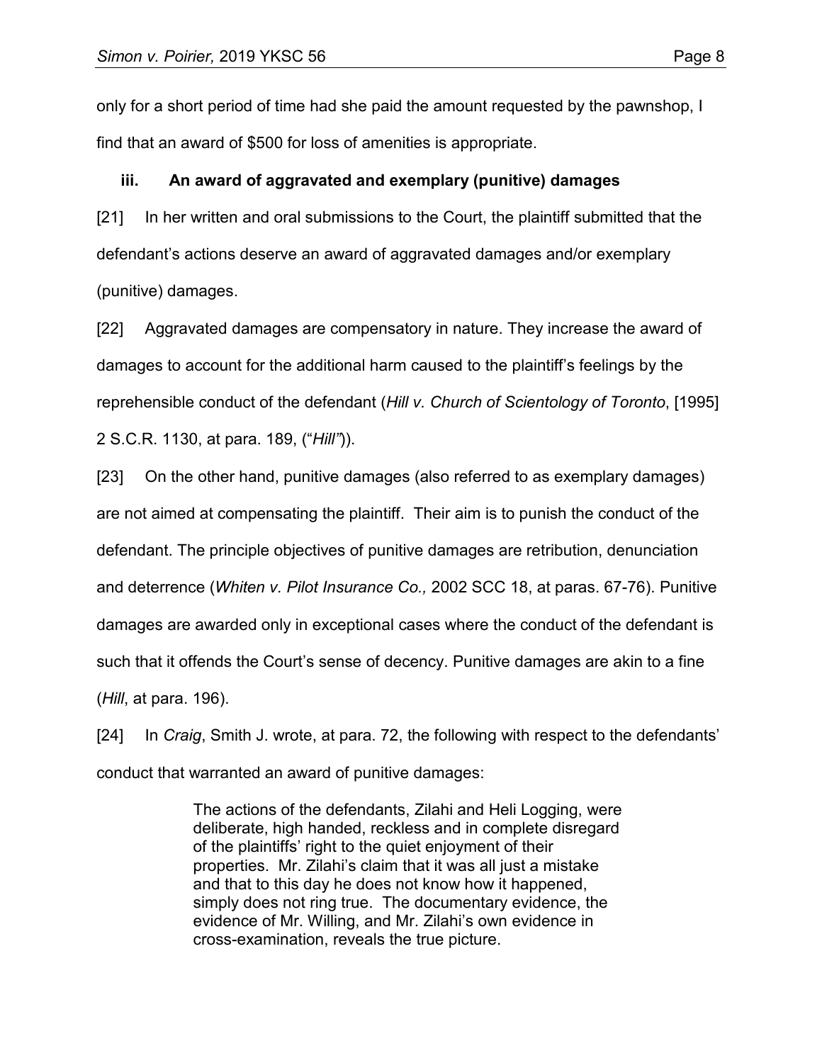only for a short period of time had she paid the amount requested by the pawnshop, I find that an award of $500 for loss of amenities is appropriate.

### iii. An award of aggravated and exemplary (punitive) damages

[21] In her written and oral submissions to the Court, the plaintiff submitted that the defendant's actions deserve an award of aggravated damages and/or exemplary (punitive) damages.

[22] Aggravated damages are compensatory in nature. They increase the award of damages to account for the additional harm caused to the plaintiff's feelings by the reprehensible conduct of the defendant (*Hill v. Church of Scientology of Toronto*, [1995] 2 S.C.R. 1130, at para. 189, ("*Hill"*)).

[23] On the other hand, punitive damages (also referred to as exemplary damages) are not aimed at compensating the plaintiff. Their aim is to punish the conduct of the defendant. The principle objectives of punitive damages are retribution, denunciation and deterrence (*Whiten v. Pilot Insurance Co.,* 2002 SCC 18, at paras. 67-76). Punitive damages are awarded only in exceptional cases where the conduct of the defendant is such that it offends the Court's sense of decency. Punitive damages are akin to a fine (*Hill*, at para. 196).

[24] In *Craig*, Smith J. wrote, at para. 72, the following with respect to the defendants' conduct that warranted an award of punitive damages:

> The actions of the defendants, Zilahi and Heli Logging, were deliberate, high handed, reckless and in complete disregard of the plaintiffs' right to the quiet enjoyment of their properties. Mr. Zilahi's claim that it was all just a mistake and that to this day he does not know how it happened, simply does not ring true. The documentary evidence, the evidence of Mr. Willing, and Mr. Zilahi's own evidence in cross-examination, reveals the true picture.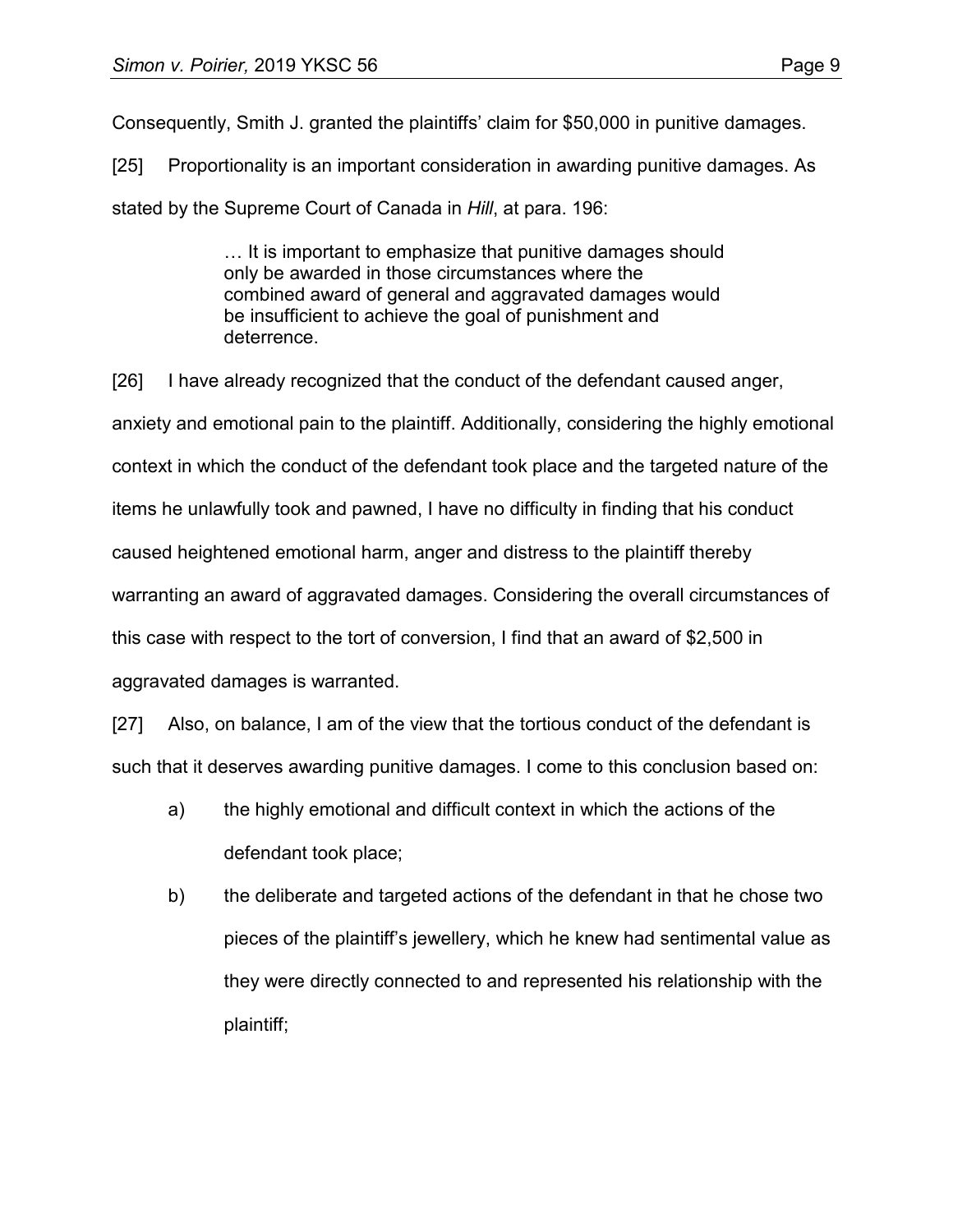Consequently, Smith J. granted the plaintiffs' claim for $50,000 in punitive damages.

[25] Proportionality is an important consideration in awarding punitive damages. As stated by the Supreme Court of Canada in *Hill*, at para. 196:

> … It is important to emphasize that punitive damages should only be awarded in those circumstances where the combined award of general and aggravated damages would be insufficient to achieve the goal of punishment and deterrence.

[26] I have already recognized that the conduct of the defendant caused anger, anxiety and emotional pain to the plaintiff. Additionally, considering the highly emotional context in which the conduct of the defendant took place and the targeted nature of the items he unlawfully took and pawned, I have no difficulty in finding that his conduct caused heightened emotional harm, anger and distress to the plaintiff thereby warranting an award of aggravated damages. Considering the overall circumstances of this case with respect to the tort of conversion, I find that an award of $2,500 in aggravated damages is warranted.

[27] Also, on balance, I am of the view that the tortious conduct of the defendant is such that it deserves awarding punitive damages. I come to this conclusion based on:

a) the highly emotional and difficult context in which the actions of the defendant took place;

b) the deliberate and targeted actions of the defendant in that he chose two pieces of the plaintiff's jewellery, which he knew had sentimental value as they were directly connected to and represented his relationship with the plaintiff;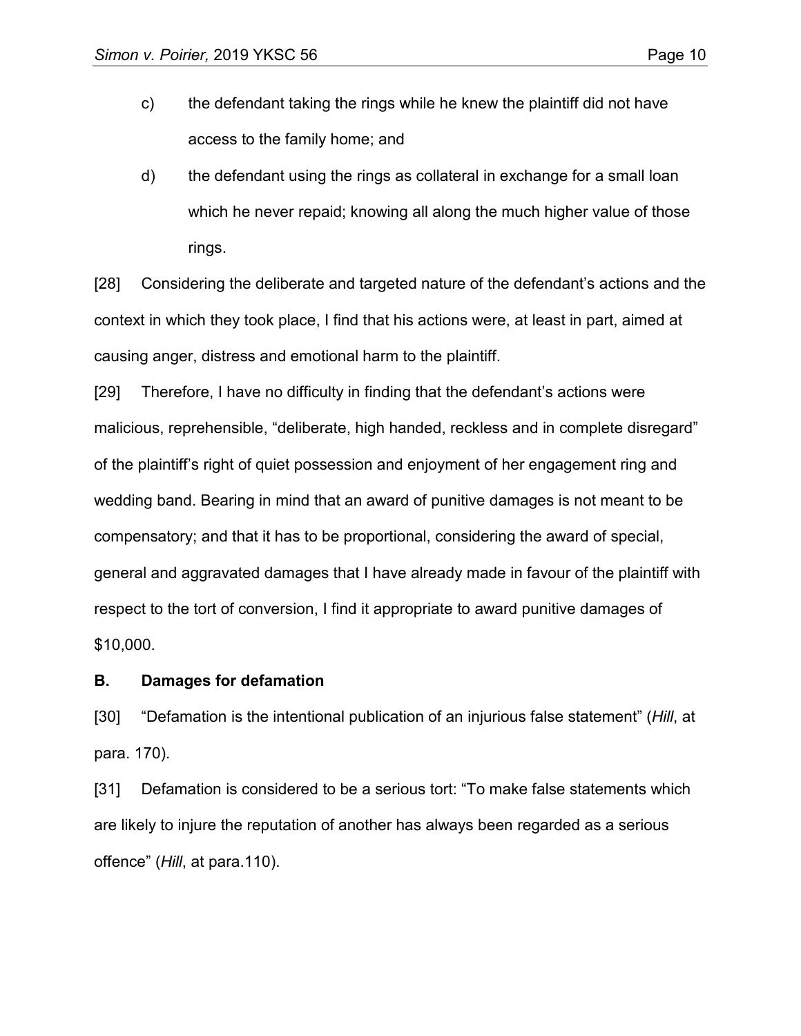c) the defendant taking the rings while he knew the plaintiff did not have access to the family home; and

d) the defendant using the rings as collateral in exchange for a small loan which he never repaid; knowing all along the much higher value of those rings.

[28] Considering the deliberate and targeted nature of the defendant's actions and the context in which they took place, I find that his actions were, at least in part, aimed at causing anger, distress and emotional harm to the plaintiff.

[29] Therefore, I have no difficulty in finding that the defendant's actions were malicious, reprehensible, "deliberate, high handed, reckless and in complete disregard" of the plaintiff's right of quiet possession and enjoyment of her engagement ring and wedding band. Bearing in mind that an award of punitive damages is not meant to be compensatory; and that it has to be proportional, considering the award of special, general and aggravated damages that I have already made in favour of the plaintiff with respect to the tort of conversion, I find it appropriate to award punitive damages of $10,000.

**B. Damages for defamation**

[30] "Defamation is the intentional publication of an injurious false statement" (*Hill*, at para. 170).

[31] Defamation is considered to be a serious tort: "To make false statements which are likely to injure the reputation of another has always been regarded as a serious offence" (*Hill*, at para.110).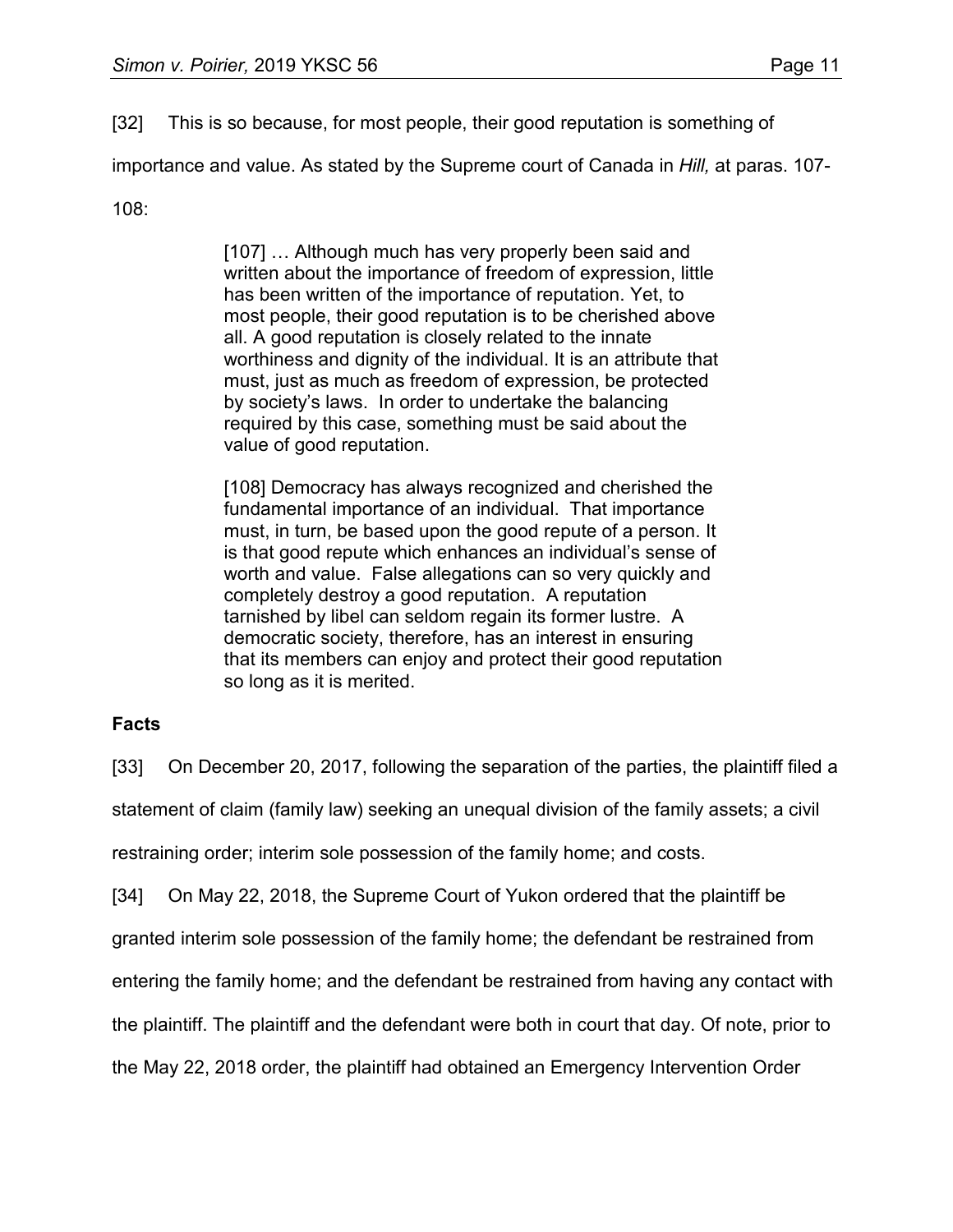[32] This is so because, for most people, their good reputation is something of importance and value. As stated by the Supreme court of Canada in *Hill,* at paras. 107-108:

> [107] … Although much has very properly been said and written about the importance of freedom of expression, little has been written of the importance of reputation. Yet, to most people, their good reputation is to be cherished above all. A good reputation is closely related to the innate worthiness and dignity of the individual. It is an attribute that must, just as much as freedom of expression, be protected by society's laws. In order to undertake the balancing required by this case, something must be said about the value of good reputation.
>
> [108] Democracy has always recognized and cherished the fundamental importance of an individual. That importance must, in turn, be based upon the good repute of a person. It is that good repute which enhances an individual's sense of worth and value. False allegations can so very quickly and completely destroy a good reputation. A reputation tarnished by libel can seldom regain its former lustre. A democratic society, therefore, has an interest in ensuring that its members can enjoy and protect their good reputation so long as it is merited.

**Facts**

[33] On December 20, 2017, following the separation of the parties, the plaintiff filed a statement of claim (family law) seeking an unequal division of the family assets; a civil restraining order; interim sole possession of the family home; and costs.

[34] On May 22, 2018, the Supreme Court of Yukon ordered that the plaintiff be granted interim sole possession of the family home; the defendant be restrained from entering the family home; and the defendant be restrained from having any contact with the plaintiff. The plaintiff and the defendant were both in court that day. Of note, prior to the May 22, 2018 order, the plaintiff had obtained an Emergency Intervention Order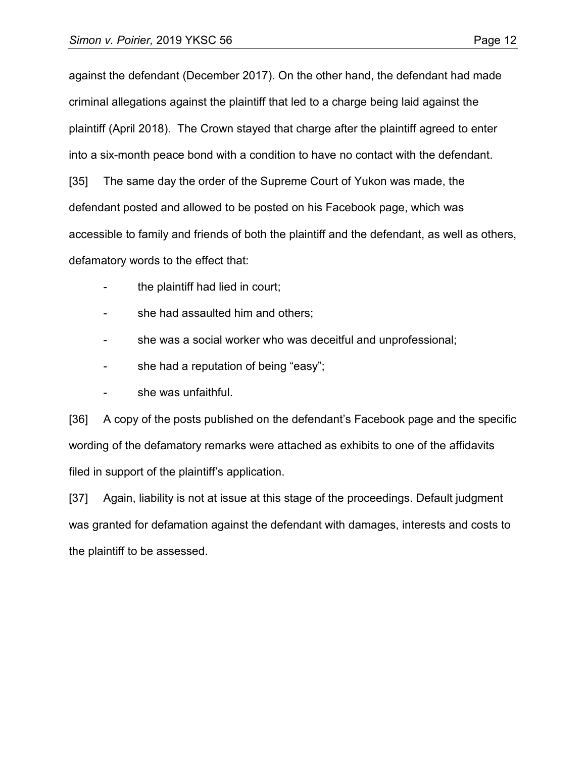against the defendant (December 2017). On the other hand, the defendant had made criminal allegations against the plaintiff that led to a charge being laid against the plaintiff (April 2018). The Crown stayed that charge after the plaintiff agreed to enter into a six-month peace bond with a condition to have no contact with the defendant.

[35] The same day the order of the Supreme Court of Yukon was made, the defendant posted and allowed to be posted on his Facebook page, which was accessible to family and friends of both the plaintiff and the defendant, as well as others, defamatory words to the effect that:

- the plaintiff had lied in court;
- she had assaulted him and others;
- she was a social worker who was deceitful and unprofessional;
- she had a reputation of being "easy";
- she was unfaithful.

[36] A copy of the posts published on the defendant's Facebook page and the specific wording of the defamatory remarks were attached as exhibits to one of the affidavits filed in support of the plaintiff's application.

[37] Again, liability is not at issue at this stage of the proceedings. Default judgment was granted for defamation against the defendant with damages, interests and costs to the plaintiff to be assessed.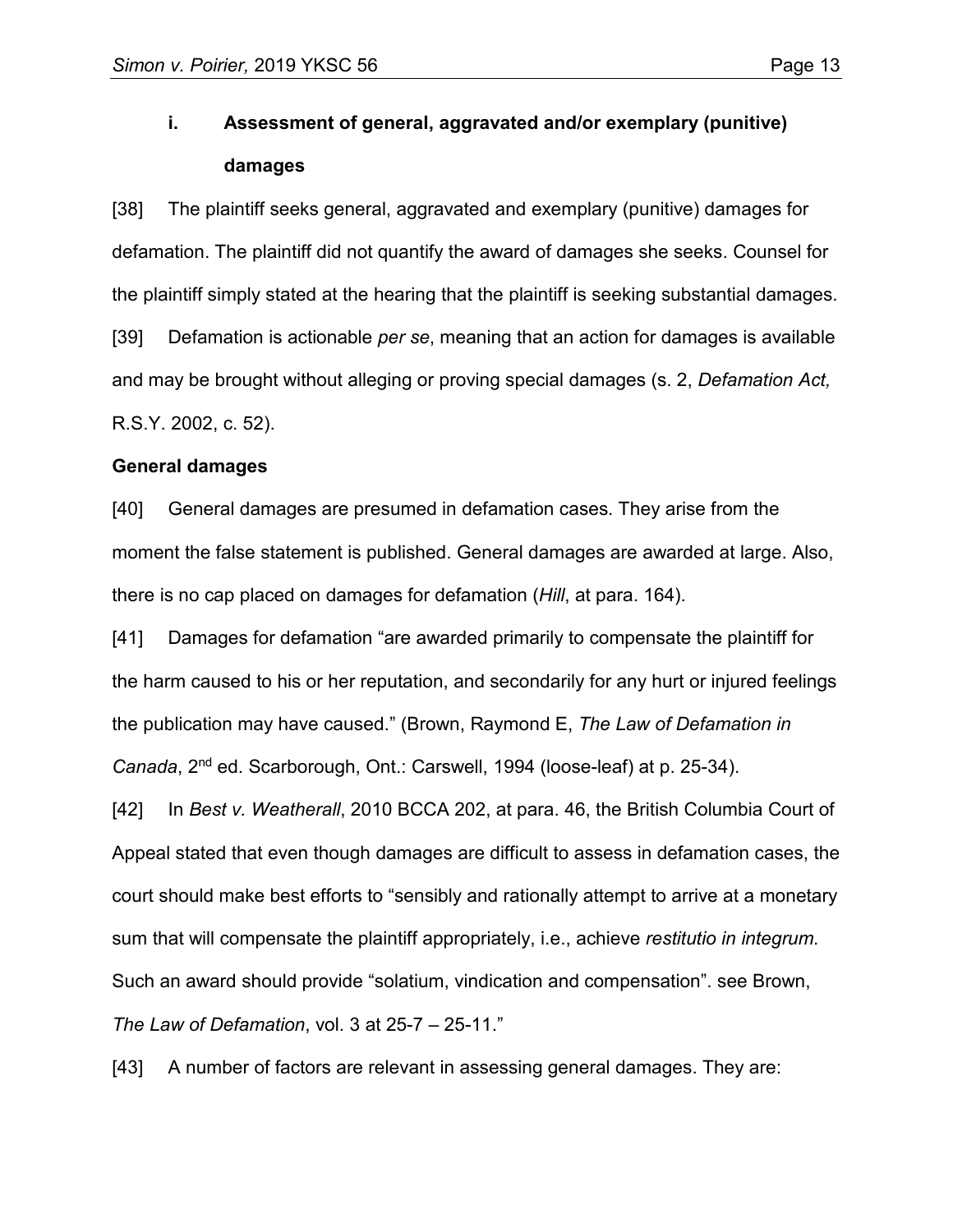### i. Assessment of general, aggravated and/or exemplary (punitive) damages

[38] The plaintiff seeks general, aggravated and exemplary (punitive) damages for defamation. The plaintiff did not quantify the award of damages she seeks. Counsel for the plaintiff simply stated at the hearing that the plaintiff is seeking substantial damages.

[39] Defamation is actionable *per se*, meaning that an action for damages is available and may be brought without alleging or proving special damages (s. 2, *Defamation Act,* R.S.Y. 2002, c. 52).

**General damages**

[40] General damages are presumed in defamation cases. They arise from the moment the false statement is published. General damages are awarded at large. Also, there is no cap placed on damages for defamation (*Hill*, at para. 164).

[41] Damages for defamation "are awarded primarily to compensate the plaintiff for the harm caused to his or her reputation, and secondarily for any hurt or injured feelings the publication may have caused." (Brown, Raymond E, *The Law of Defamation in Canada*, 2nd ed. Scarborough, Ont.: Carswell, 1994 (loose-leaf) at p. 25-34).

[42] In *Best v. Weatherall*, 2010 BCCA 202, at para. 46, the British Columbia Court of Appeal stated that even though damages are difficult to assess in defamation cases, the court should make best efforts to "sensibly and rationally attempt to arrive at a monetary sum that will compensate the plaintiff appropriately, i.e., achieve *restitutio in integrum*. Such an award should provide "solatium, vindication and compensation". see Brown, *The Law of Defamation*, vol. 3 at 25-7 – 25-11."

[43] A number of factors are relevant in assessing general damages. They are: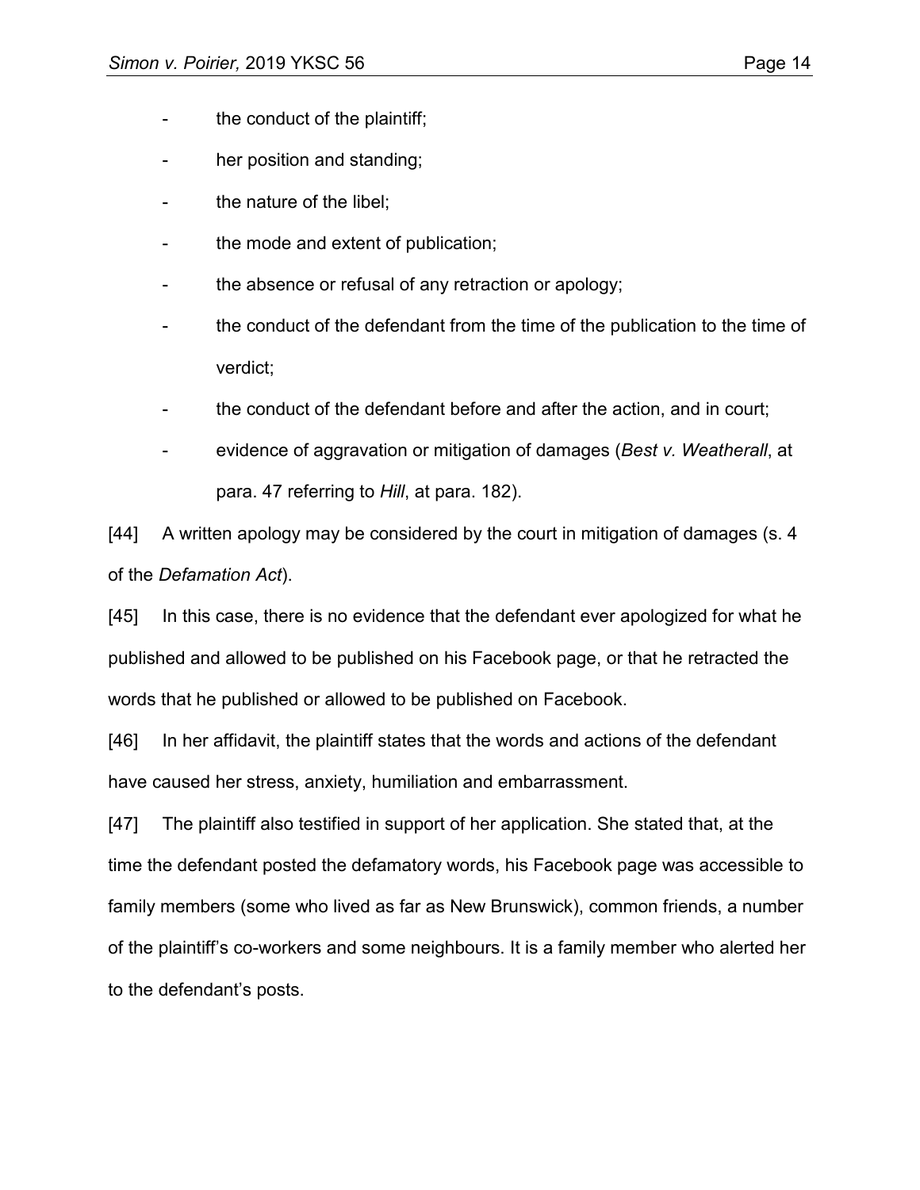- the conduct of the plaintiff;
- her position and standing;
- the nature of the libel;
- the mode and extent of publication;
- the absence or refusal of any retraction or apology;
- the conduct of the defendant from the time of the publication to the time of verdict;
- the conduct of the defendant before and after the action, and in court;
- evidence of aggravation or mitigation of damages (*Best v. Weatherall*, at para. 47 referring to *Hill*, at para. 182).

[44] A written apology may be considered by the court in mitigation of damages (s. 4 of the *Defamation Act*).

[45] In this case, there is no evidence that the defendant ever apologized for what he published and allowed to be published on his Facebook page, or that he retracted the words that he published or allowed to be published on Facebook.

[46] In her affidavit, the plaintiff states that the words and actions of the defendant have caused her stress, anxiety, humiliation and embarrassment.

[47] The plaintiff also testified in support of her application. She stated that, at the time the defendant posted the defamatory words, his Facebook page was accessible to family members (some who lived as far as New Brunswick), common friends, a number of the plaintiff's co-workers and some neighbours. It is a family member who alerted her to the defendant's posts.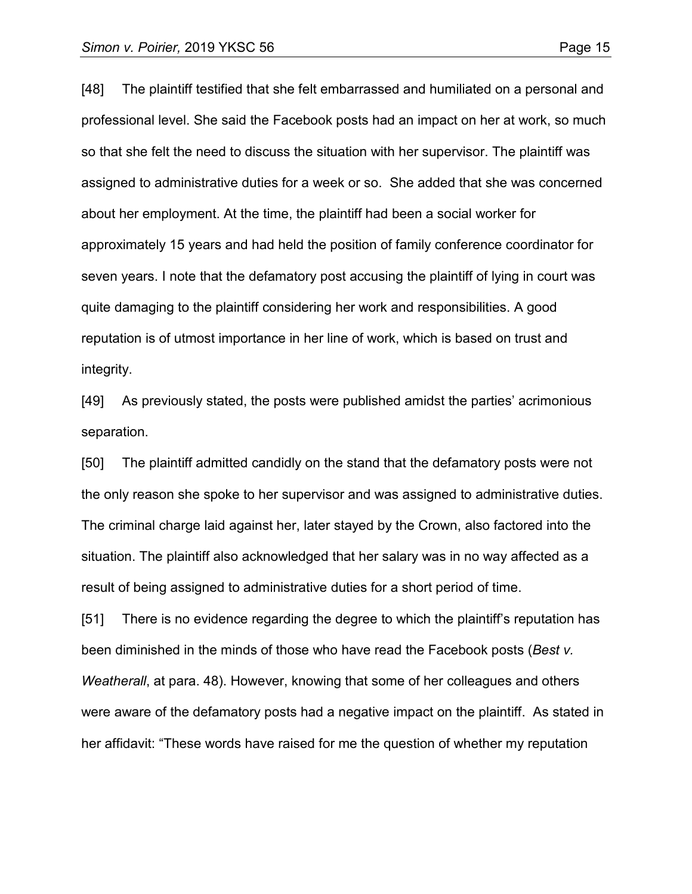[48] The plaintiff testified that she felt embarrassed and humiliated on a personal and professional level. She said the Facebook posts had an impact on her at work, so much so that she felt the need to discuss the situation with her supervisor. The plaintiff was assigned to administrative duties for a week or so. She added that she was concerned about her employment. At the time, the plaintiff had been a social worker for approximately 15 years and had held the position of family conference coordinator for seven years. I note that the defamatory post accusing the plaintiff of lying in court was quite damaging to the plaintiff considering her work and responsibilities. A good reputation is of utmost importance in her line of work, which is based on trust and integrity.

[49] As previously stated, the posts were published amidst the parties' acrimonious separation.

[50] The plaintiff admitted candidly on the stand that the defamatory posts were not the only reason she spoke to her supervisor and was assigned to administrative duties. The criminal charge laid against her, later stayed by the Crown, also factored into the situation. The plaintiff also acknowledged that her salary was in no way affected as a result of being assigned to administrative duties for a short period of time.

[51] There is no evidence regarding the degree to which the plaintiff's reputation has been diminished in the minds of those who have read the Facebook posts (*Best v. Weatherall*, at para. 48). However, knowing that some of her colleagues and others were aware of the defamatory posts had a negative impact on the plaintiff. As stated in her affidavit: "These words have raised for me the question of whether my reputation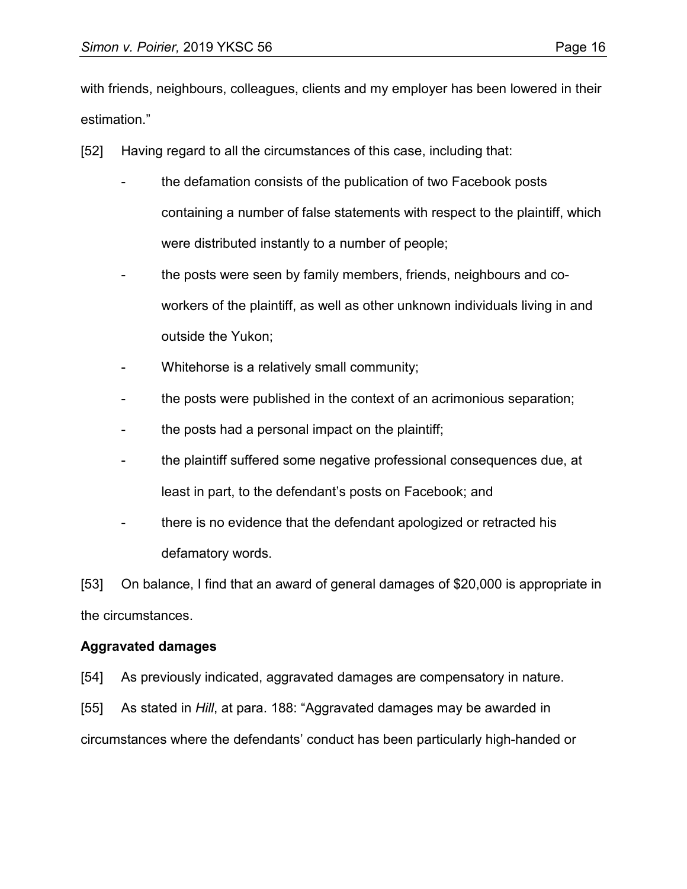with friends, neighbours, colleagues, clients and my employer has been lowered in their estimation."

[52] Having regard to all the circumstances of this case, including that:

- the defamation consists of the publication of two Facebook posts containing a number of false statements with respect to the plaintiff, which were distributed instantly to a number of people;
- the posts were seen by family members, friends, neighbours and co-workers of the plaintiff, as well as other unknown individuals living in and outside the Yukon;
- Whitehorse is a relatively small community;
- the posts were published in the context of an acrimonious separation;
- the posts had a personal impact on the plaintiff;
- the plaintiff suffered some negative professional consequences due, at least in part, to the defendant's posts on Facebook; and
- there is no evidence that the defendant apologized or retracted his defamatory words.

[53] On balance, I find that an award of general damages of $20,000 is appropriate in the circumstances.

**Aggravated damages**

[54] As previously indicated, aggravated damages are compensatory in nature.

[55] As stated in *Hill*, at para. 188: "Aggravated damages may be awarded in circumstances where the defendants' conduct has been particularly high-handed or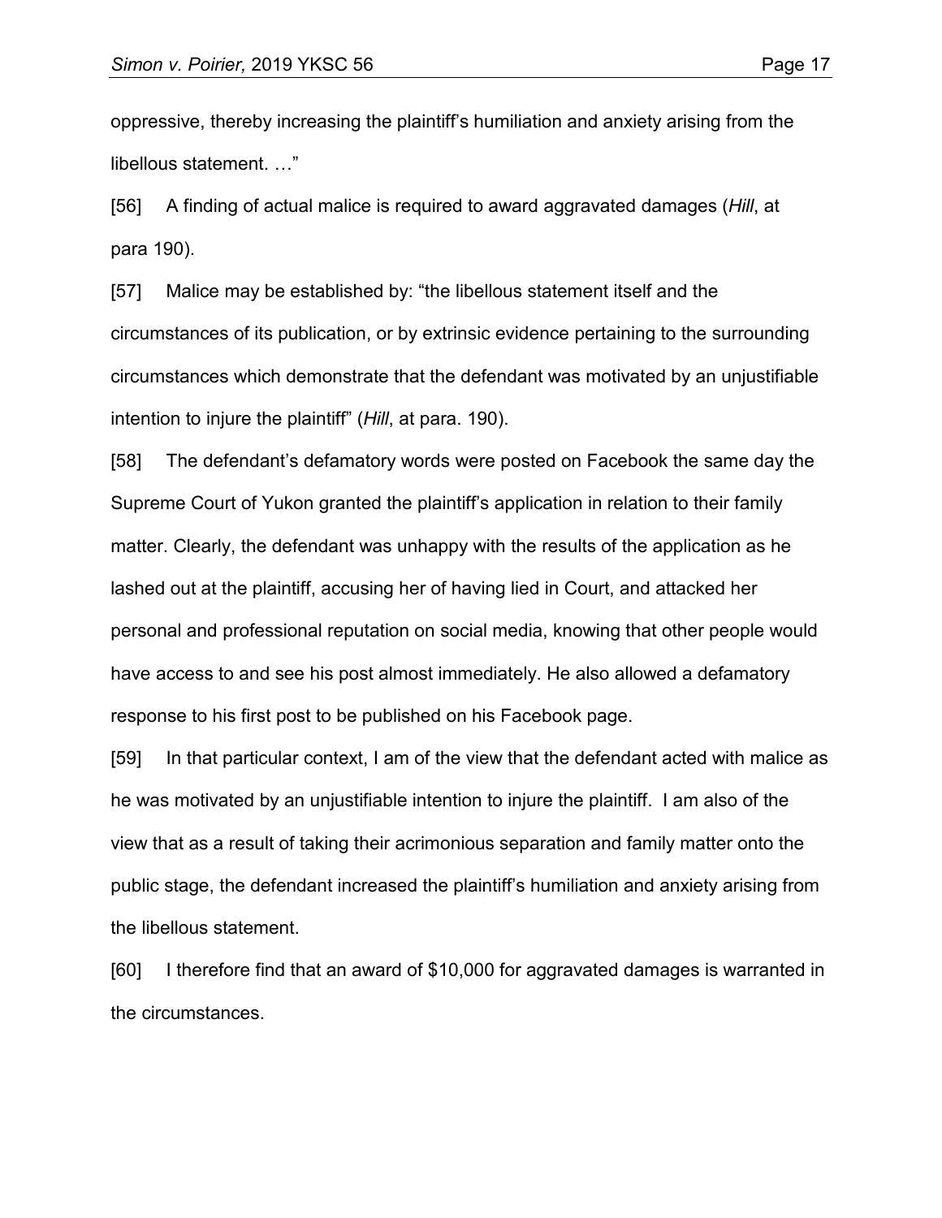oppressive, thereby increasing the plaintiff's humiliation and anxiety arising from the libellous statement. …"

[56] A finding of actual malice is required to award aggravated damages (*Hill*, at para 190).

[57] Malice may be established by: "the libellous statement itself and the circumstances of its publication, or by extrinsic evidence pertaining to the surrounding circumstances which demonstrate that the defendant was motivated by an unjustifiable intention to injure the plaintiff" (*Hill*, at para. 190).

[58] The defendant's defamatory words were posted on Facebook the same day the Supreme Court of Yukon granted the plaintiff's application in relation to their family matter. Clearly, the defendant was unhappy with the results of the application as he lashed out at the plaintiff, accusing her of having lied in Court, and attacked her personal and professional reputation on social media, knowing that other people would have access to and see his post almost immediately. He also allowed a defamatory response to his first post to be published on his Facebook page.

[59] In that particular context, I am of the view that the defendant acted with malice as he was motivated by an unjustifiable intention to injure the plaintiff. I am also of the view that as a result of taking their acrimonious separation and family matter onto the public stage, the defendant increased the plaintiff's humiliation and anxiety arising from the libellous statement.

[60] I therefore find that an award of $10,000 for aggravated damages is warranted in the circumstances.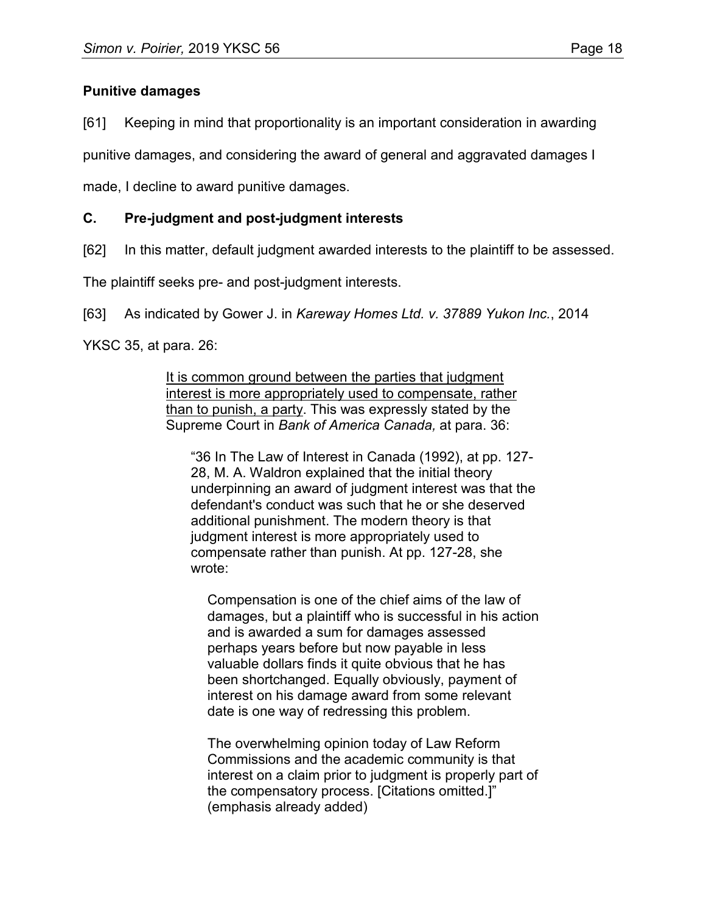**Punitive damages**

[61] Keeping in mind that proportionality is an important consideration in awarding punitive damages, and considering the award of general and aggravated damages I made, I decline to award punitive damages.

**C. Pre-judgment and post-judgment interests**

[62] In this matter, default judgment awarded interests to the plaintiff to be assessed. The plaintiff seeks pre- and post-judgment interests.

[63] As indicated by Gower J. in *Kareway Homes Ltd. v. 37889 Yukon Inc.*, 2014 YKSC 35, at para. 26:

> <u>It is common ground between the parties that judgment interest is more appropriately used to compensate, rather than to punish, a party</u>. This was expressly stated by the Supreme Court in *Bank of America Canada,* at para. 36:
>
>> "36 In The Law of Interest in Canada (1992), at pp. 127-28, M. A. Waldron explained that the initial theory underpinning an award of judgment interest was that the defendant's conduct was such that he or she deserved additional punishment. The modern theory is that judgment interest is more appropriately used to compensate rather than punish. At pp. 127-28, she wrote:
>>
>>> Compensation is one of the chief aims of the law of damages, but a plaintiff who is successful in his action and is awarded a sum for damages assessed perhaps years before but now payable in less valuable dollars finds it quite obvious that he has been shortchanged. Equally obviously, payment of interest on his damage award from some relevant date is one way of redressing this problem.
>>>
>>> The overwhelming opinion today of Law Reform Commissions and the academic community is that interest on a claim prior to judgment is properly part of the compensatory process. [Citations omitted.]" (emphasis already added)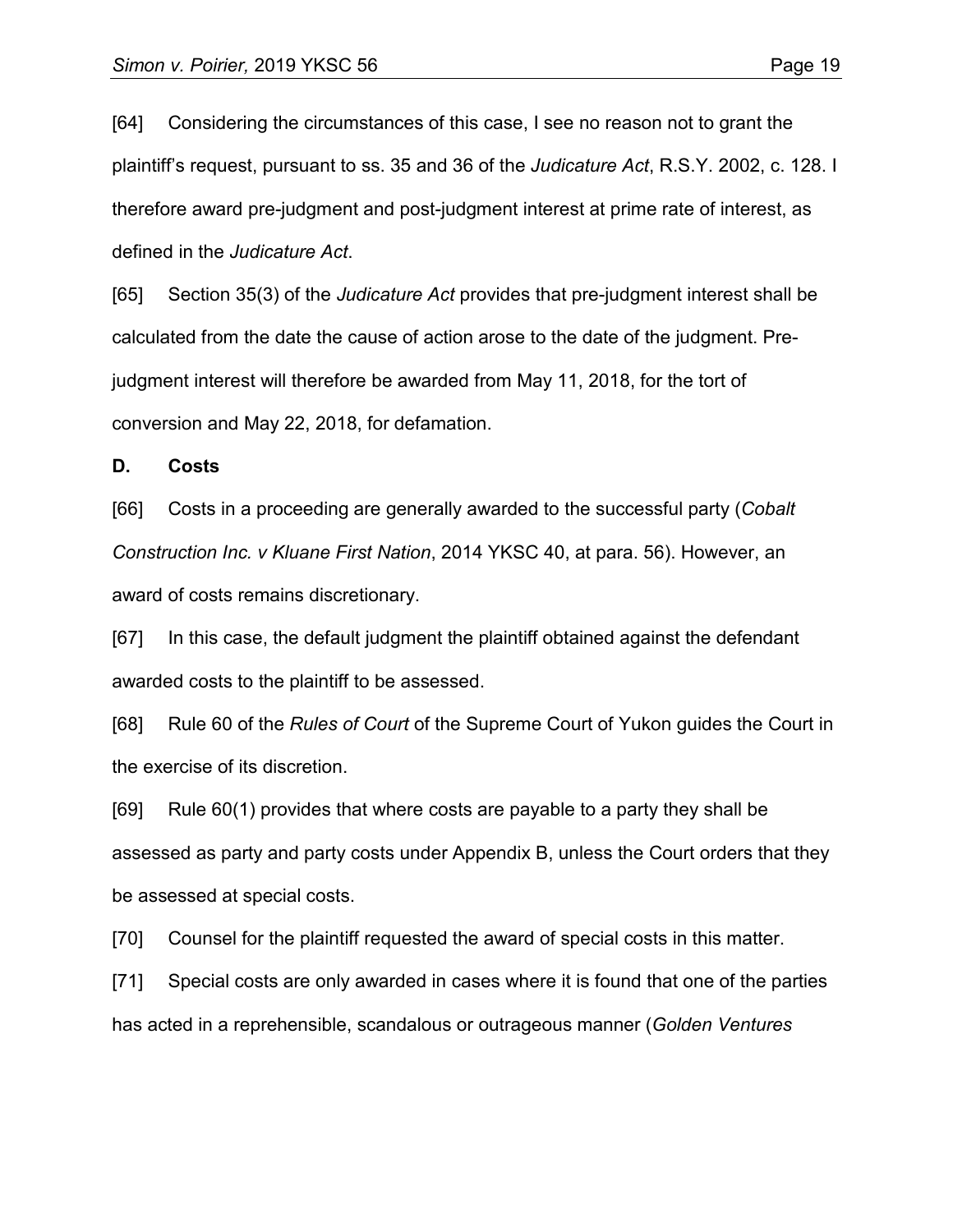[64] Considering the circumstances of this case, I see no reason not to grant the plaintiff's request, pursuant to ss. 35 and 36 of the *Judicature Act*, R.S.Y. 2002, c. 128. I therefore award pre-judgment and post-judgment interest at prime rate of interest, as defined in the *Judicature Act*.

[65] Section 35(3) of the *Judicature Act* provides that pre-judgment interest shall be calculated from the date the cause of action arose to the date of the judgment. Pre-judgment interest will therefore be awarded from May 11, 2018, for the tort of conversion and May 22, 2018, for defamation.

### D. Costs

[66] Costs in a proceeding are generally awarded to the successful party (*Cobalt Construction Inc. v Kluane First Nation*, 2014 YKSC 40, at para. 56). However, an award of costs remains discretionary.

[67] In this case, the default judgment the plaintiff obtained against the defendant awarded costs to the plaintiff to be assessed.

[68] Rule 60 of the *Rules of Court* of the Supreme Court of Yukon guides the Court in the exercise of its discretion.

[69] Rule 60(1) provides that where costs are payable to a party they shall be assessed as party and party costs under Appendix B, unless the Court orders that they be assessed at special costs.

[70] Counsel for the plaintiff requested the award of special costs in this matter.

[71] Special costs are only awarded in cases where it is found that one of the parties has acted in a reprehensible, scandalous or outrageous manner (*Golden Ventures*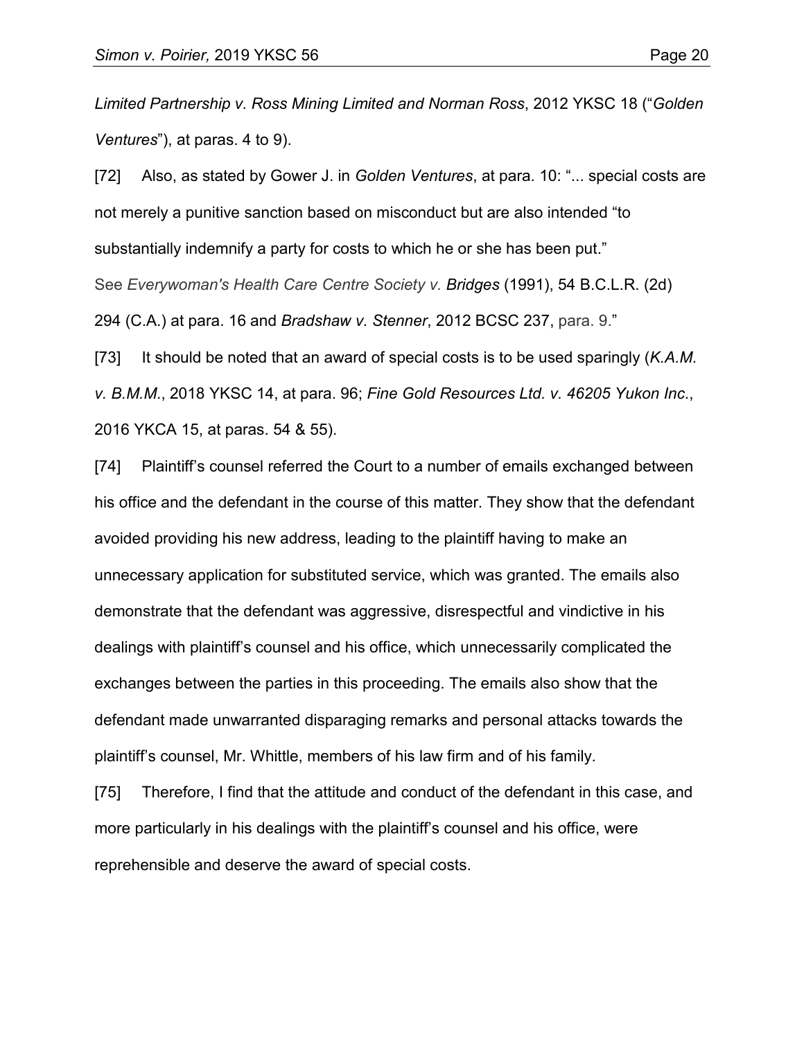*Limited Partnership v. Ross Mining Limited and Norman Ross*, 2012 YKSC 18 ("*Golden Ventures*"), at paras. 4 to 9).

[72] Also, as stated by Gower J. in *Golden Ventures*, at para. 10: "... special costs are not merely a punitive sanction based on misconduct but are also intended "to substantially indemnify a party for costs to which he or she has been put." See *Everywoman's Health Care Centre Society v. Bridges* (1991), 54 B.C.L.R. (2d) 294 (C.A.) at para. 16 and *Bradshaw v. Stenner*, 2012 BCSC 237, para. 9."

[73] It should be noted that an award of special costs is to be used sparingly (*K.A.M. v. B.M.M.*, 2018 YKSC 14, at para. 96; *Fine Gold Resources Ltd. v. 46205 Yukon Inc*., 2016 YKCA 15, at paras. 54 & 55).

[74] Plaintiff's counsel referred the Court to a number of emails exchanged between his office and the defendant in the course of this matter. They show that the defendant avoided providing his new address, leading to the plaintiff having to make an unnecessary application for substituted service, which was granted. The emails also demonstrate that the defendant was aggressive, disrespectful and vindictive in his dealings with plaintiff's counsel and his office, which unnecessarily complicated the exchanges between the parties in this proceeding. The emails also show that the defendant made unwarranted disparaging remarks and personal attacks towards the plaintiff's counsel, Mr. Whittle, members of his law firm and of his family.

[75] Therefore, I find that the attitude and conduct of the defendant in this case, and more particularly in his dealings with the plaintiff's counsel and his office, were reprehensible and deserve the award of special costs.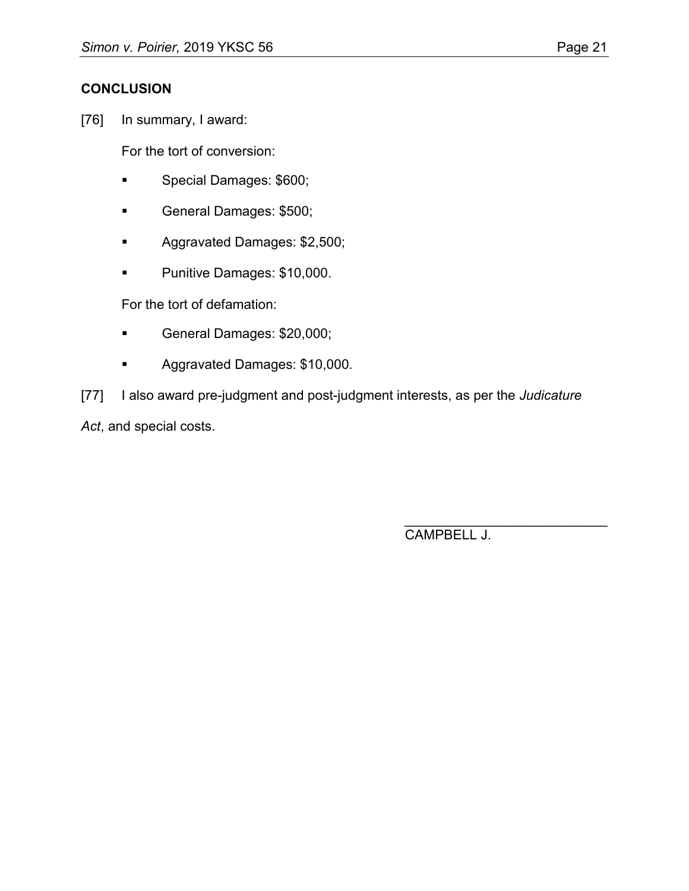**CONCLUSION**

[76] In summary, I award:

For the tort of conversion:

- Special Damages: $600;
- General Damages: $500;
- Aggravated Damages: $2,500;
- Punitive Damages: $10,000.

For the tort of defamation:

- General Damages: $20,000;
- Aggravated Damages: $10,000.

[77] I also award pre-judgment and post-judgment interests, as per the *Judicature Act*, and special costs.

\_\_\_\_\_\_\_\_\_\_\_\_\_\_\_\_\_\_\_\_\_\_\_\_\_\_\_\_\_\_

CAMPBELL J.